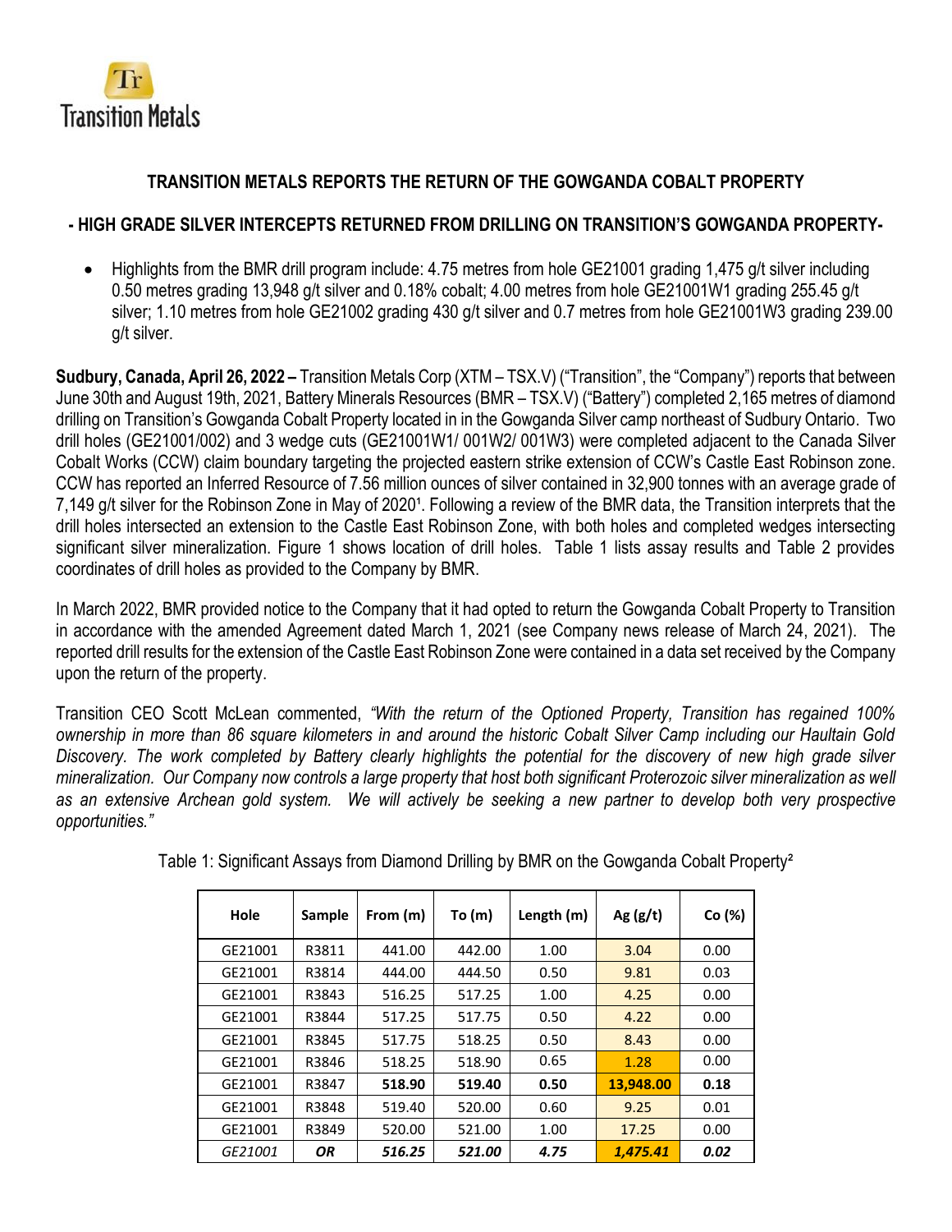Transition Metals

# TRANSITION METALS REPORTS THE RETURN OF THE GOWGANDA COBALT PROPERTY

## - HIGH GRADE SILVER INTERCEPTS RETURNED FROM DRILLING ON TRANSITION'S GOWGANDA PROPERTY-

- Highlights from the BMR drill program include: 4.75 metres from hole GE21001 grading 1,475 g/t silver including 0.50 metres grading 13,948 g/t silver and 0.18% cobalt; 4.00 metres from hole GE21001W1 grading 255.45 g/t silver; 1.10 metres from hole GE21002 grading 430 g/t silver and 0.7 metres from hole GE21001W3 grading 239.00 g/t silver.

**Sudbury, Canada, April 26, 2022 –** Transition Metals Corp (XTM – TSX.V) ("Transition", the "Company") reports that between June 30th and August 19th, 2021, Battery Minerals Resources (BMR – TSX.V) ("Battery") completed 2,165 metres of diamond drilling on Transition's Gowganda Cobalt Property located in in the Gowganda Silver camp northeast of Sudbury Ontario. Two drill holes (GE21001/002) and 3 wedge cuts (GE21001W1/ 001W2/ 001W3) were completed adjacent to the Canada Silver Cobalt Works (CCW) claim boundary targeting the projected eastern strike extension of CCW's Castle East Robinson zone. CCW has reported an Inferred Resource of 7.56 million ounces of silver contained in 32,900 tonnes with an average grade of 7,149 g/t silver for the Robinson Zone in May of 2020[1]. Following a review of the BMR data, the Transition interprets that the drill holes intersected an extension to the Castle East Robinson Zone, with both holes and completed wedges intersecting significant silver mineralization. Figure 1 shows location of drill holes. Table 1 lists assay results and Table 2 provides coordinates of drill holes as provided to the Company by BMR.

In March 2022, BMR provided notice to the Company that it had opted to return the Gowganda Cobalt Property to Transition in accordance with the amended Agreement dated March 1, 2021 (see Company news release of March 24, 2021). The reported drill results for the extension of the Castle East Robinson Zone were contained in a data set received by the Company upon the return of the property.

Transition CEO Scott McLean commented, *"With the return of the Optioned Property, Transition has regained 100% ownership in more than 86 square kilometers in and around the historic Cobalt Silver Camp including our Haultain Gold Discovery. The work completed by Battery clearly highlights the potential for the discovery of new high grade silver mineralization. Our Company now controls a large property that host both significant Proterozoic silver mineralization as well as an extensive Archean gold system. We will actively be seeking a new partner to develop both very prospective opportunities."*

Table 1: Significant Assays from Diamond Drilling by BMR on the Gowganda Cobalt Property[2]

| Hole | Sample | From (m) | To (m) | Length (m) | Ag (g/t) | Co (%) |
|---|---|---|---|---|---|---|
| GE21001 | R3811 | 441.00 | 442.00 | 1.00 | 3.04 | 0.00 |
| GE21001 | R3814 | 444.00 | 444.50 | 0.50 | 9.81 | 0.03 |
| GE21001 | R3843 | 516.25 | 517.25 | 1.00 | 4.25 | 0.00 |
| GE21001 | R3844 | 517.25 | 517.75 | 0.50 | 4.22 | 0.00 |
| GE21001 | R3845 | 517.75 | 518.25 | 0.50 | 8.43 | 0.00 |
| GE21001 | R3846 | 518.25 | 518.90 | 0.65 | 1.28 | 0.00 |
| GE21001 | R3847 | **518.90** | **519.40** | **0.50** | **13,948.00** | **0.18** |
| GE21001 | R3848 | 519.40 | 520.00 | 0.60 | 9.25 | 0.01 |
| GE21001 | R3849 | 520.00 | 521.00 | 1.00 | 17.25 | 0.00 |
| *GE21001* | ***OR*** | ***516.25*** | ***521.00*** | ***4.75*** | ***1,475.41*** | ***0.02*** |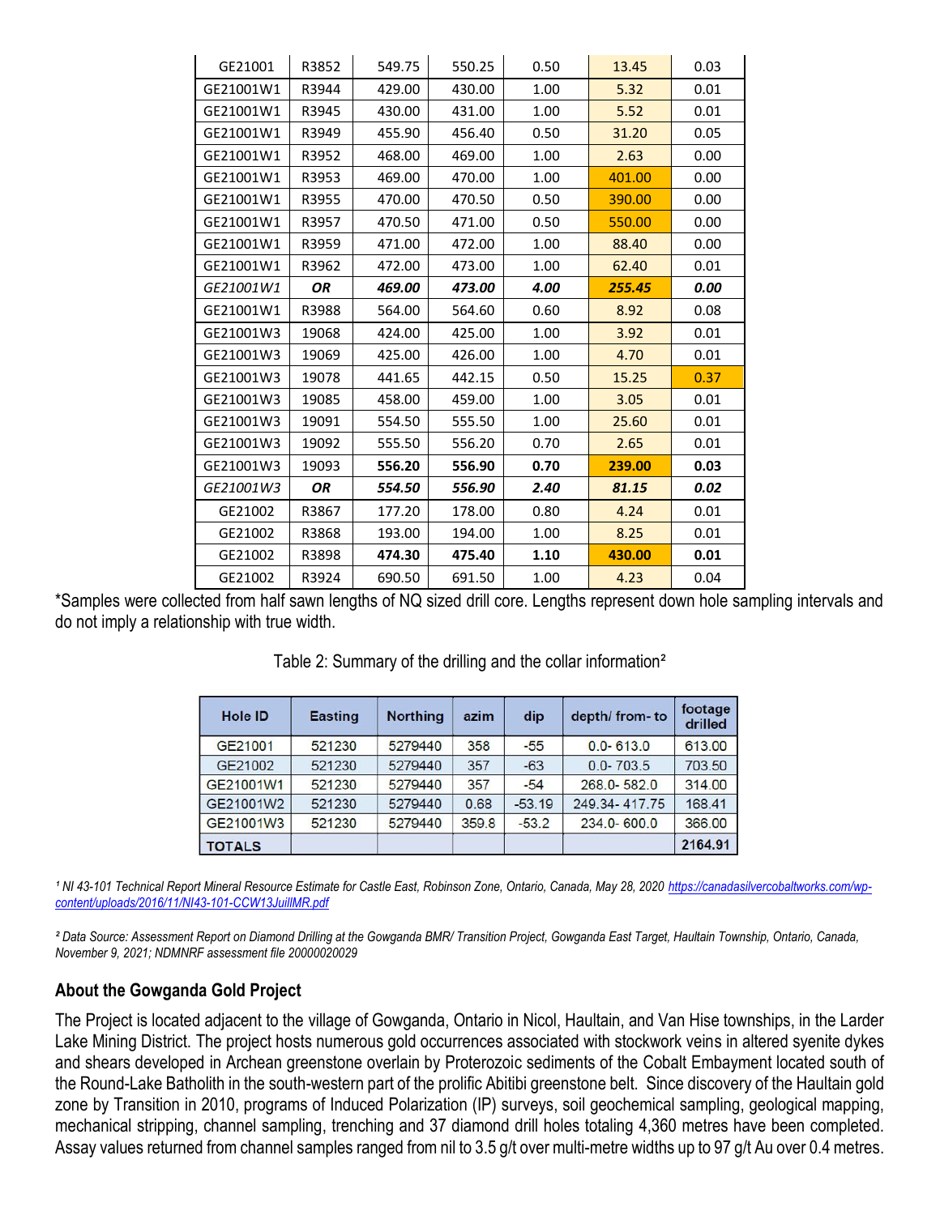| GE21001 | R3852 | 549.75 | 550.25 | 0.50 | 13.45 | 0.03 |
|---|---|---|---|---|---|---|
| GE21001W1 | R3944 | 429.00 | 430.00 | 1.00 | 5.32 | 0.01 |
| GE21001W1 | R3945 | 430.00 | 431.00 | 1.00 | 5.52 | 0.01 |
| GE21001W1 | R3949 | 455.90 | 456.40 | 0.50 | 31.20 | 0.05 |
| GE21001W1 | R3952 | 468.00 | 469.00 | 1.00 | 2.63 | 0.00 |
| GE21001W1 | R3953 | 469.00 | 470.00 | 1.00 | 401.00 | 0.00 |
| GE21001W1 | R3955 | 470.00 | 470.50 | 0.50 | 390.00 | 0.00 |
| GE21001W1 | R3957 | 470.50 | 471.00 | 0.50 | 550.00 | 0.00 |
| GE21001W1 | R3959 | 471.00 | 472.00 | 1.00 | 88.40 | 0.00 |
| GE21001W1 | R3962 | 472.00 | 473.00 | 1.00 | 62.40 | 0.01 |
| *GE21001W1* | ***OR*** | ***469.00*** | ***473.00*** | ***4.00*** | ***255.45*** | ***0.00*** |
| GE21001W1 | R3988 | 564.00 | 564.60 | 0.60 | 8.92 | 0.08 |
| GE21001W3 | 19068 | 424.00 | 425.00 | 1.00 | 3.92 | 0.01 |
| GE21001W3 | 19069 | 425.00 | 426.00 | 1.00 | 4.70 | 0.01 |
| GE21001W3 | 19078 | 441.65 | 442.15 | 0.50 | 15.25 | 0.37 |
| GE21001W3 | 19085 | 458.00 | 459.00 | 1.00 | 3.05 | 0.01 |
| GE21001W3 | 19091 | 554.50 | 555.50 | 1.00 | 25.60 | 0.01 |
| GE21001W3 | 19092 | 555.50 | 556.20 | 0.70 | 2.65 | 0.01 |
| GE21001W3 | 19093 | **556.20** | **556.90** | **0.70** | **239.00** | **0.03** |
| *GE21001W3* | ***OR*** | ***554.50*** | ***556.90*** | ***2.40*** | ***81.15*** | ***0.02*** |
| GE21002 | R3867 | 177.20 | 178.00 | 0.80 | 4.24 | 0.01 |
| GE21002 | R3868 | 193.00 | 194.00 | 1.00 | 8.25 | 0.01 |
| GE21002 | R3898 | **474.30** | **475.40** | **1.10** | **430.00** | **0.01** |
| GE21002 | R3924 | 690.50 | 691.50 | 1.00 | 4.23 | 0.04 |

*Samples were collected from half sawn lengths of NQ sized drill core. Lengths represent down hole sampling intervals and do not imply a relationship with true width.

Table 2: Summary of the drilling and the collar information[2]

| Hole ID | Easting | Northing | azim | dip | depth/ from- to | footage drilled |
|---|---|---|---|---|---|---|
| GE21001 | 521230 | 5279440 | 358 | -55 | 0.0- 613.0 | 613.00 |
| GE21002 | 521230 | 5279440 | 357 | -63 | 0.0- 703.5 | 703.50 |
| GE21001W1 | 521230 | 5279440 | 357 | -54 | 268.0- 582.0 | 314.00 |
| GE21001W2 | 521230 | 5279440 | 0.68 | -53.19 | 249.34- 417.75 | 168.41 |
| GE21001W3 | 521230 | 5279440 | 359.8 | -53.2 | 234.0- 600.0 | 366.00 |
| **TOTALS** | | | | | | **2164.91** |

*[1] NI 43-101 Technical Report Mineral Resource Estimate for Castle East, Robinson Zone, Ontario, Canada, May 28, 2020 https://canadasilvercobaltworks.com/wp-content/uploads/2016/11/NI43-101-CCW13JuillMR.pdf*

*[2] Data Source: Assessment Report on Diamond Drilling at the Gowganda BMR/ Transition Project, Gowganda East Target, Haultain Township, Ontario, Canada, November 9, 2021; NDMNRF assessment file 20000020029*

## About the Gowganda Gold Project

The Project is located adjacent to the village of Gowganda, Ontario in Nicol, Haultain, and Van Hise townships, in the Larder Lake Mining District. The project hosts numerous gold occurrences associated with stockwork veins in altered syenite dykes and shears developed in Archean greenstone overlain by Proterozoic sediments of the Cobalt Embayment located south of the Round-Lake Batholith in the south-western part of the prolific Abitibi greenstone belt. Since discovery of the Haultain gold zone by Transition in 2010, programs of Induced Polarization (IP) surveys, soil geochemical sampling, geological mapping, mechanical stripping, channel sampling, trenching and 37 diamond drill holes totaling 4,360 metres have been completed. Assay values returned from channel samples ranged from nil to 3.5 g/t over multi-metre widths up to 97 g/t Au over 0.4 metres.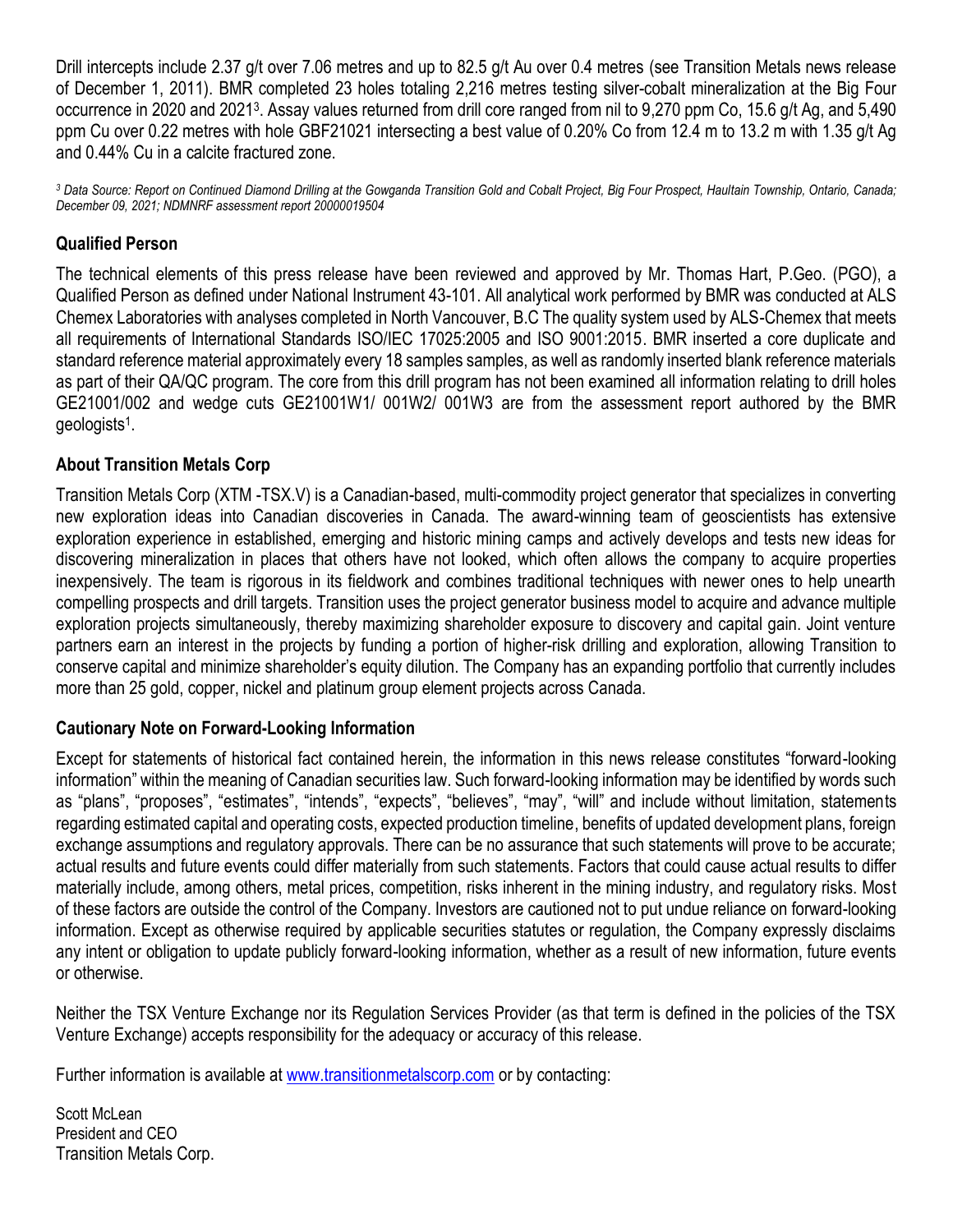Drill intercepts include 2.37 g/t over 7.06 metres and up to 82.5 g/t Au over 0.4 metres (see Transition Metals news release of December 1, 2011). BMR completed 23 holes totaling 2,216 metres testing silver-cobalt mineralization at the Big Four occurrence in 2020 and 2021[3]. Assay values returned from drill core ranged from nil to 9,270 ppm Co, 15.6 g/t Ag, and 5,490 ppm Cu over 0.22 metres with hole GBF21021 intersecting a best value of 0.20% Co from 12.4 m to 13.2 m with 1.35 g/t Ag and 0.44% Cu in a calcite fractured zone.

*[3] Data Source: Report on Continued Diamond Drilling at the Gowganda Transition Gold and Cobalt Project, Big Four Prospect, Haultain Township, Ontario, Canada; December 09, 2021; NDMNRF assessment report 20000019504*

## Qualified Person

The technical elements of this press release have been reviewed and approved by Mr. Thomas Hart, P.Geo. (PGO), a Qualified Person as defined under National Instrument 43-101. All analytical work performed by BMR was conducted at ALS Chemex Laboratories with analyses completed in North Vancouver, B.C The quality system used by ALS-Chemex that meets all requirements of International Standards ISO/IEC 17025:2005 and ISO 9001:2015. BMR inserted a core duplicate and standard reference material approximately every 18 samples samples, as well as randomly inserted blank reference materials as part of their QA/QC program. The core from this drill program has not been examined all information relating to drill holes GE21001/002 and wedge cuts GE21001W1/ 001W2/ 001W3 are from the assessment report authored by the BMR geologists[1].

## About Transition Metals Corp

Transition Metals Corp (XTM -TSX.V) is a Canadian-based, multi-commodity project generator that specializes in converting new exploration ideas into Canadian discoveries in Canada. The award-winning team of geoscientists has extensive exploration experience in established, emerging and historic mining camps and actively develops and tests new ideas for discovering mineralization in places that others have not looked, which often allows the company to acquire properties inexpensively. The team is rigorous in its fieldwork and combines traditional techniques with newer ones to help unearth compelling prospects and drill targets. Transition uses the project generator business model to acquire and advance multiple exploration projects simultaneously, thereby maximizing shareholder exposure to discovery and capital gain. Joint venture partners earn an interest in the projects by funding a portion of higher-risk drilling and exploration, allowing Transition to conserve capital and minimize shareholder's equity dilution. The Company has an expanding portfolio that currently includes more than 25 gold, copper, nickel and platinum group element projects across Canada.

## Cautionary Note on Forward-Looking Information

Except for statements of historical fact contained herein, the information in this news release constitutes "forward-looking information" within the meaning of Canadian securities law. Such forward-looking information may be identified by words such as "plans", "proposes", "estimates", "intends", "expects", "believes", "may", "will" and include without limitation, statements regarding estimated capital and operating costs, expected production timeline, benefits of updated development plans, foreign exchange assumptions and regulatory approvals. There can be no assurance that such statements will prove to be accurate; actual results and future events could differ materially from such statements. Factors that could cause actual results to differ materially include, among others, metal prices, competition, risks inherent in the mining industry, and regulatory risks. Most of these factors are outside the control of the Company. Investors are cautioned not to put undue reliance on forward-looking information. Except as otherwise required by applicable securities statutes or regulation, the Company expressly disclaims any intent or obligation to update publicly forward-looking information, whether as a result of new information, future events or otherwise.

Neither the TSX Venture Exchange nor its Regulation Services Provider (as that term is defined in the policies of the TSX Venture Exchange) accepts responsibility for the adequacy or accuracy of this release.

Further information is available at www.transitionmetalscorp.com or by contacting:

Scott McLean
President and CEO
Transition Metals Corp.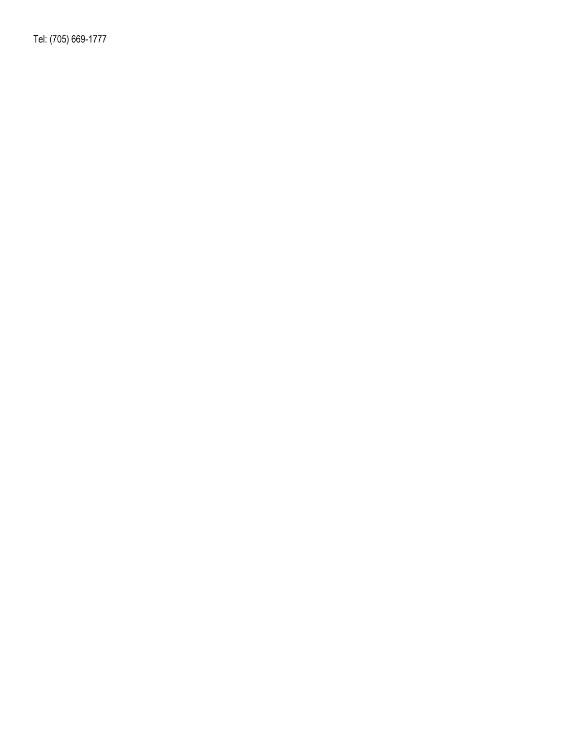Tel: (705) 669-1777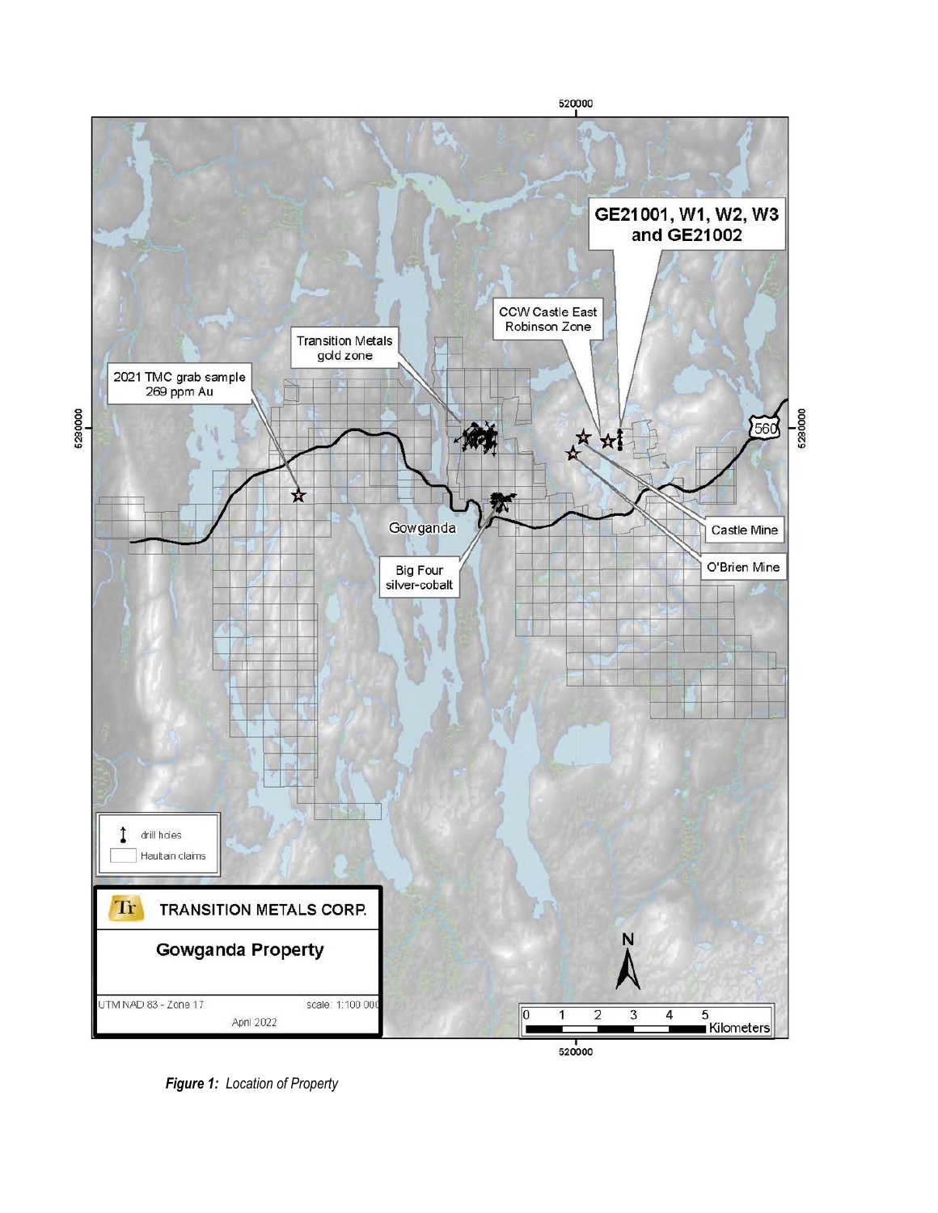520000

GE21001, W1, W2, W3
and GE21002

CCW Castle East
Robinson Zone

Transition Metals
gold zone

2021 TMC grab sample
269 ppm Au

5280000

5280000

560

Gowganda

Castle Mine

O'Brien Mine

Big Four
silver-cobalt

drill holes

Haultain claims

TRANSITION METALS CORP.

Gowganda Property

UTM NAD 83 - Zone 17

scale: 1:100 000

April 2022

N

0 1 2 3 4 5
Kilometers

520000

***Figure 1:** Location of Property*